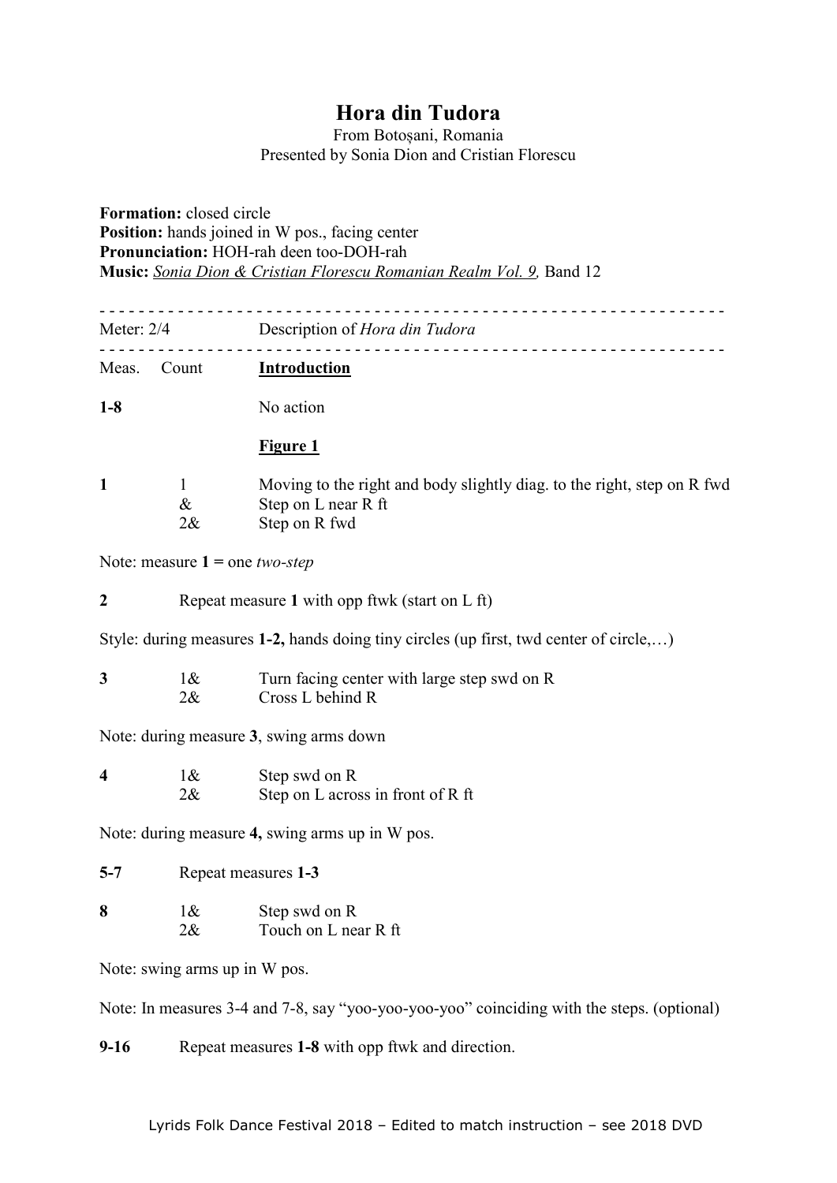# Hora din Tudora

From Botoșani, Romania
Presented by Sonia Dion and Cristian Florescu

**Formation:** closed circle
**Position:** hands joined in W pos., facing center
**Pronunciation:** HOH-rah deen too-DOH-rah
**Music:** *Sonia Dion & Cristian Florescu Romanian Realm Vol. 9,* Band 12

- - - - - - - - - - - - - - - - - - - - - - - - - - - - - - - - - - - - - - - - - - - - - - - - - - - - - - - - - - - - - - - -

Meter: 2/4 Description of *Hora din Tudora*

- - - - - - - - - - - - - - - - - - - - - - - - - - - - - - - - - - - - - - - - - - - - - - - - - - - - - - - - - - - - - - - -

| Meas. | Count | **Introduction** |
|---|---|---|
| **1-8** | | No action |

**Figure 1**

| Meas. | Count | |
|---|---|---|
| **1** | 1 | Moving to the right and body slightly diag. to the right, step on R fwd |
| | & | Step on L near R ft |
| | 2& | Step on R fwd |

Note: measure **1 =** one *two-step*

**2** Repeat measure **1** with opp ftwk (start on L ft)

Style: during measures **1-2,** hands doing tiny circles (up first, twd center of circle,…)

| Meas. | Count | |
|---|---|---|
| **3** | 1& | Turn facing center with large step swd on R |
| | 2& | Cross L behind R |

Note: during measure **3**, swing arms down

| Meas. | Count | |
|---|---|---|
| **4** | 1& | Step swd on R |
| | 2& | Step on L across in front of R ft |

Note: during measure **4,** swing arms up in W pos.

**5-7** Repeat measures **1-3**

| Meas. | Count | |
|---|---|---|
| **8** | 1& | Step swd on R |
| | 2& | Touch on L near R ft |

Note: swing arms up in W pos.

Note: In measures 3-4 and 7-8, say "yoo-yoo-yoo-yoo" coinciding with the steps. (optional)

**9-16** Repeat measures **1-8** with opp ftwk and direction.

Lyrids Folk Dance Festival 2018 – Edited to match instruction – see 2018 DVD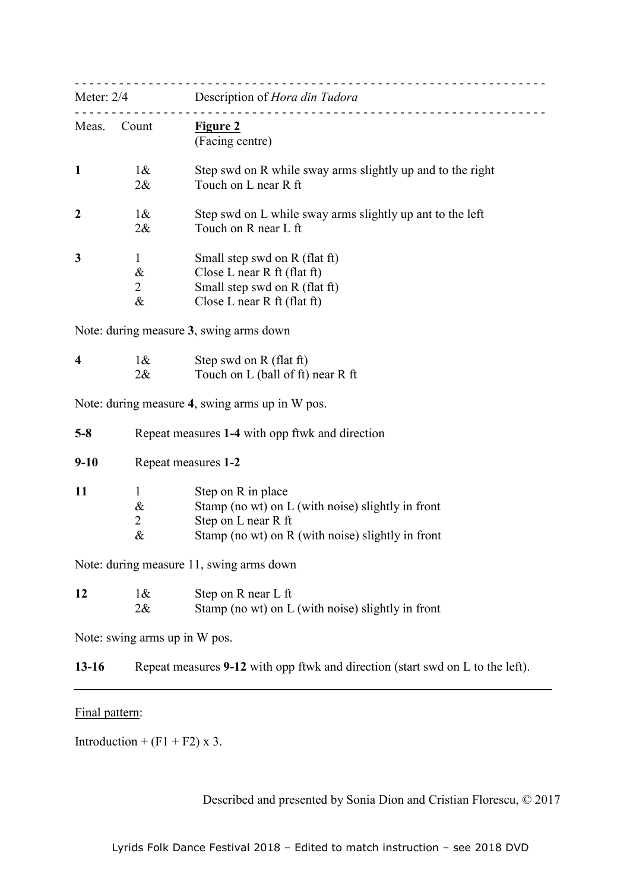| Meter: 2/4 | | Description of *Hora din Tudora* |
|---|---|---|
| Meas. | Count | **Figure 2** (Facing centre) |
| **1** | 1& | Step swd on R while sway arms slightly up and to the right |
| | 2& | Touch on L near R ft |
| **2** | 1& | Step swd on L while sway arms slightly up ant to the left |
| | 2& | Touch on R near L ft |
| **3** | 1 | Small step swd on R (flat ft) |
| | & | Close L near R ft (flat ft) |
| | 2 | Small step swd on R (flat ft) |
| | & | Close L near R ft (flat ft) |

Note: during measure **3**, swing arms down

| | | |
|---|---|---|
| **4** | 1& | Step swd on R (flat ft) |
| | 2& | Touch on L (ball of ft) near R ft |

Note: during measure **4**, swing arms up in W pos.

**5-8** Repeat measures **1-4** with opp ftwk and direction

**9-10** Repeat measures **1-2**

| | | |
|---|---|---|
| **11** | 1 | Step on R in place |
| | & | Stamp (no wt) on L (with noise) slightly in front |
| | 2 | Step on L near R ft |
| | & | Stamp (no wt) on R (with noise) slightly in front |

Note: during measure 11, swing arms down

| | | |
|---|---|---|
| **12** | 1& | Step on R near L ft |
| | 2& | Stamp (no wt) on L (with noise) slightly in front |

Note: swing arms up in W pos.

**13-16** Repeat measures **9-12** with opp ftwk and direction (start swd on L to the left).

---

Final pattern:

Introduction + (F1 + F2) x 3.

Described and presented by Sonia Dion and Cristian Florescu, © 2017

Lyrids Folk Dance Festival 2018 – Edited to match instruction – see 2018 DVD